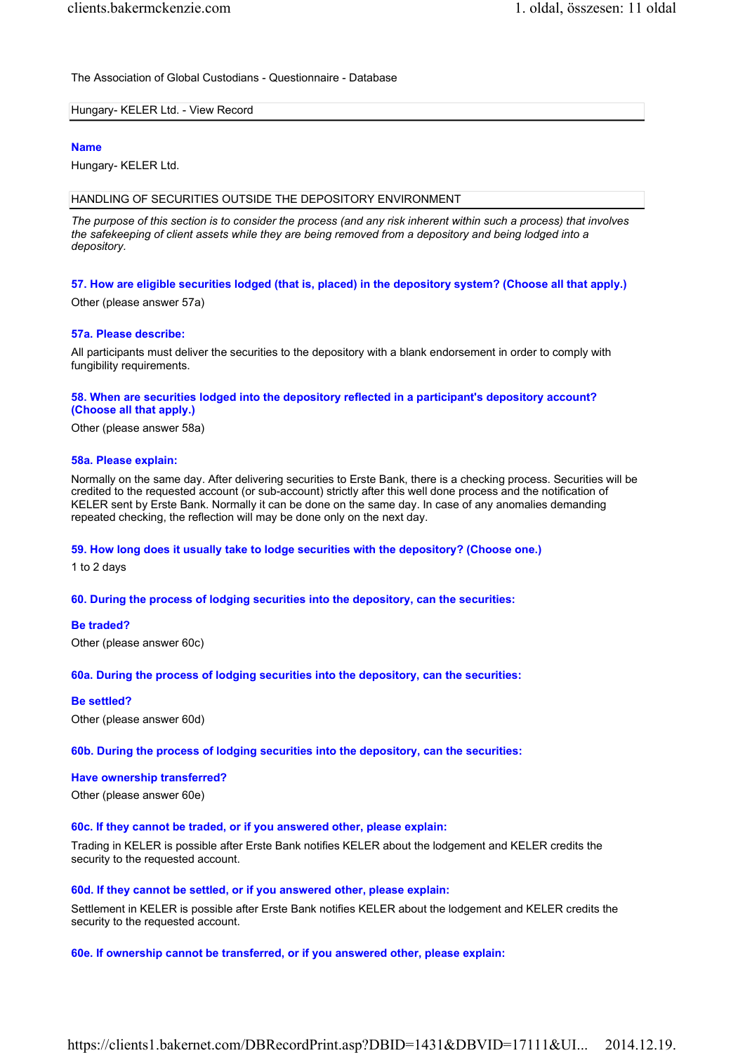The Association of Global Custodians - Questionnaire - Database

Hungary- KELER Ltd. - View Record

**Name**

Hungary- KELER Ltd.

## HANDLING OF SECURITIES OUTSIDE THE DEPOSITORY ENVIRONMENT

*The purpose of this section is to consider the process (and any risk inherent within such a process) that involves the safekeeping of client assets while they are being removed from a depository and being lodged into a depository.*

**57. How are eligible securities lodged (that is, placed) in the depository system? (Choose all that apply.)**

Other (please answer 57a)

**57a. Please describe:**

All participants must deliver the securities to the depository with a blank endorsement in order to comply with fungibility requirements.

**58. When are securities lodged into the depository reflected in a participant's depository account? (Choose all that apply.)**

Other (please answer 58a)

**58a. Please explain:**

Normally on the same day. After delivering securities to Erste Bank, there is a checking process. Securities will be credited to the requested account (or sub-account) strictly after this well done process and the notification of KELER sent by Erste Bank. Normally it can be done on the same day. In case of any anomalies demanding repeated checking, the reflection will may be done only on the next day.

**59. How long does it usually take to lodge securities with the depository? (Choose one.)**

1 to 2 days

**60. During the process of lodging securities into the depository, can the securities:**

**Be traded?**

Other (please answer 60c)

**60a. During the process of lodging securities into the depository, can the securities:**

**Be settled?**

Other (please answer 60d)

**60b. During the process of lodging securities into the depository, can the securities:**

**Have ownership transferred?**

Other (please answer 60e)

**60c. If they cannot be traded, or if you answered other, please explain:**

Trading in KELER is possible after Erste Bank notifies KELER about the lodgement and KELER credits the security to the requested account.

**60d. If they cannot be settled, or if you answered other, please explain:**

Settlement in KELER is possible after Erste Bank notifies KELER about the lodgement and KELER credits the security to the requested account.

**60e. If ownership cannot be transferred, or if you answered other, please explain:**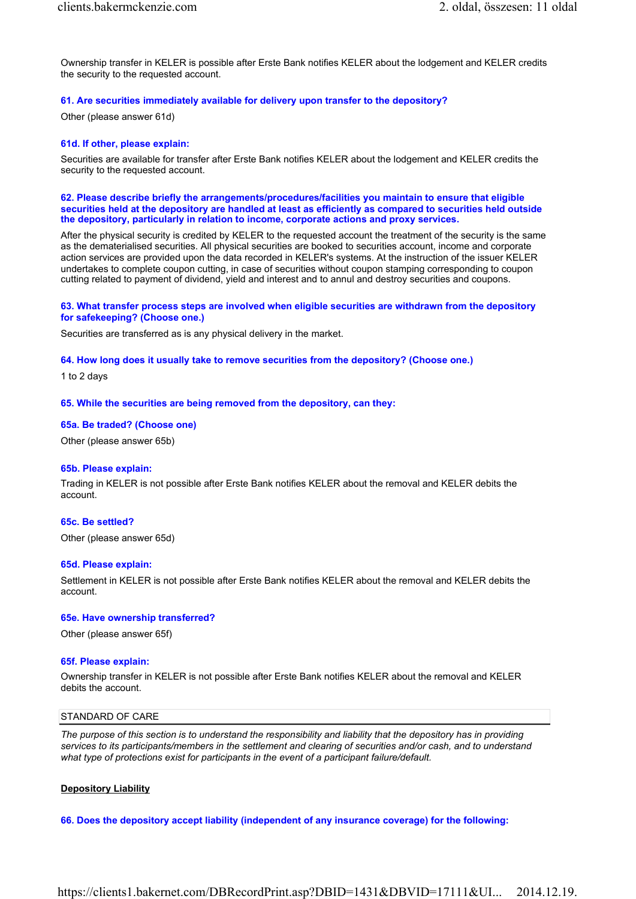Ownership transfer in KELER is possible after Erste Bank notifies KELER about the lodgement and KELER credits the security to the requested account.

**61. Are securities immediately available for delivery upon transfer to the depository?**

Other (please answer 61d)

**61d. If other, please explain:**

Securities are available for transfer after Erste Bank notifies KELER about the lodgement and KELER credits the security to the requested account.

**62. Please describe briefly the arrangements/procedures/facilities you maintain to ensure that eligible securities held at the depository are handled at least as efficiently as compared to securities held outside the depository, particularly in relation to income, corporate actions and proxy services.**

After the physical security is credited by KELER to the requested account the treatment of the security is the same as the dematerialised securities. All physical securities are booked to securities account, income and corporate action services are provided upon the data recorded in KELER's systems. At the instruction of the issuer KELER undertakes to complete coupon cutting, in case of securities without coupon stamping corresponding to coupon cutting related to payment of dividend, yield and interest and to annul and destroy securities and coupons.

**63. What transfer process steps are involved when eligible securities are withdrawn from the depository for safekeeping? (Choose one.)**

Securities are transferred as is any physical delivery in the market.

**64. How long does it usually take to remove securities from the depository? (Choose one.)**

1 to 2 days

**65. While the securities are being removed from the depository, can they:**

**65a. Be traded? (Choose one)**

Other (please answer 65b)

**65b. Please explain:**

Trading in KELER is not possible after Erste Bank notifies KELER about the removal and KELER debits the account.

**65c. Be settled?**

Other (please answer 65d)

**65d. Please explain:**

Settlement in KELER is not possible after Erste Bank notifies KELER about the removal and KELER debits the account.

**65e. Have ownership transferred?**

Other (please answer 65f)

**65f. Please explain:**

Ownership transfer in KELER is not possible after Erste Bank notifies KELER about the removal and KELER debits the account.

## STANDARD OF CARE

*The purpose of this section is to understand the responsibility and liability that the depository has in providing services to its participants/members in the settlement and clearing of securities and/or cash, and to understand what type of protections exist for participants in the event of a participant failure/default.*

### Depository Liability

**66. Does the depository accept liability (independent of any insurance coverage) for the following:**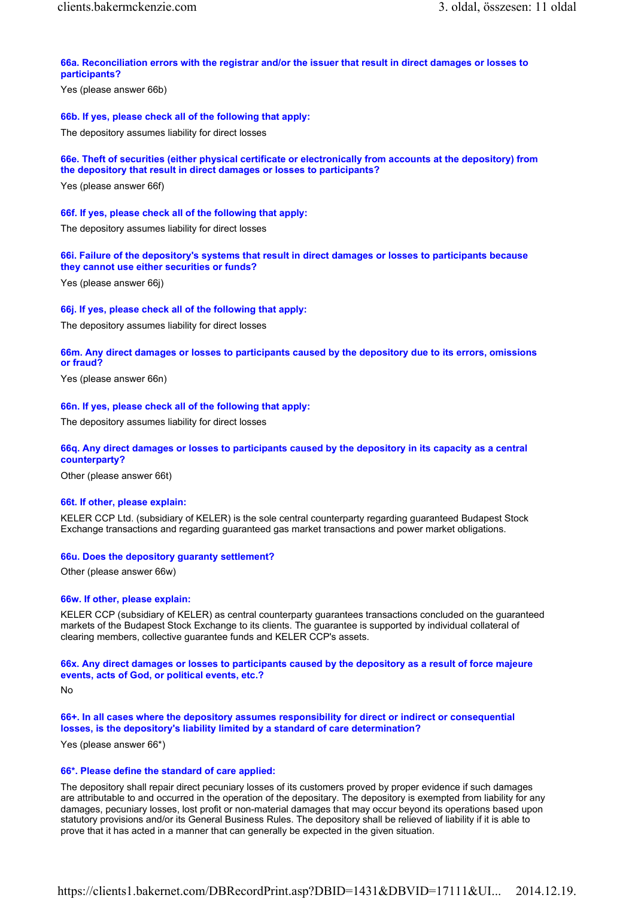**66a. Reconciliation errors with the registrar and/or the issuer that result in direct damages or losses to participants?**

Yes (please answer 66b)

**66b. If yes, please check all of the following that apply:**

The depository assumes liability for direct losses

**66e. Theft of securities (either physical certificate or electronically from accounts at the depository) from the depository that result in direct damages or losses to participants?**

Yes (please answer 66f)

**66f. If yes, please check all of the following that apply:**

The depository assumes liability for direct losses

**66i. Failure of the depository's systems that result in direct damages or losses to participants because they cannot use either securities or funds?**

Yes (please answer 66j)

**66j. If yes, please check all of the following that apply:**

The depository assumes liability for direct losses

**66m. Any direct damages or losses to participants caused by the depository due to its errors, omissions or fraud?**

Yes (please answer 66n)

**66n. If yes, please check all of the following that apply:**

The depository assumes liability for direct losses

**66q. Any direct damages or losses to participants caused by the depository in its capacity as a central counterparty?**

Other (please answer 66t)

**66t. If other, please explain:**

KELER CCP Ltd. (subsidiary of KELER) is the sole central counterparty regarding guaranteed Budapest Stock Exchange transactions and regarding guaranteed gas market transactions and power market obligations.

**66u. Does the depository guaranty settlement?**

Other (please answer 66w)

**66w. If other, please explain:**

KELER CCP (subsidiary of KELER) as central counterparty guarantees transactions concluded on the guaranteed markets of the Budapest Stock Exchange to its clients. The guarantee is supported by individual collateral of clearing members, collective guarantee funds and KELER CCP's assets.

**66x. Any direct damages or losses to participants caused by the depository as a result of force majeure events, acts of God, or political events, etc.?**

No

**66+. In all cases where the depository assumes responsibility for direct or indirect or consequential losses, is the depository's liability limited by a standard of care determination?**

Yes (please answer 66*)

**66*. Please define the standard of care applied:**

The depository shall repair direct pecuniary losses of its customers proved by proper evidence if such damages are attributable to and occurred in the operation of the depositary. The depository is exempted from liability for any damages, pecuniary losses, lost profit or non-material damages that may occur beyond its operations based upon statutory provisions and/or its General Business Rules. The depository shall be relieved of liability if it is able to prove that it has acted in a manner that can generally be expected in the given situation.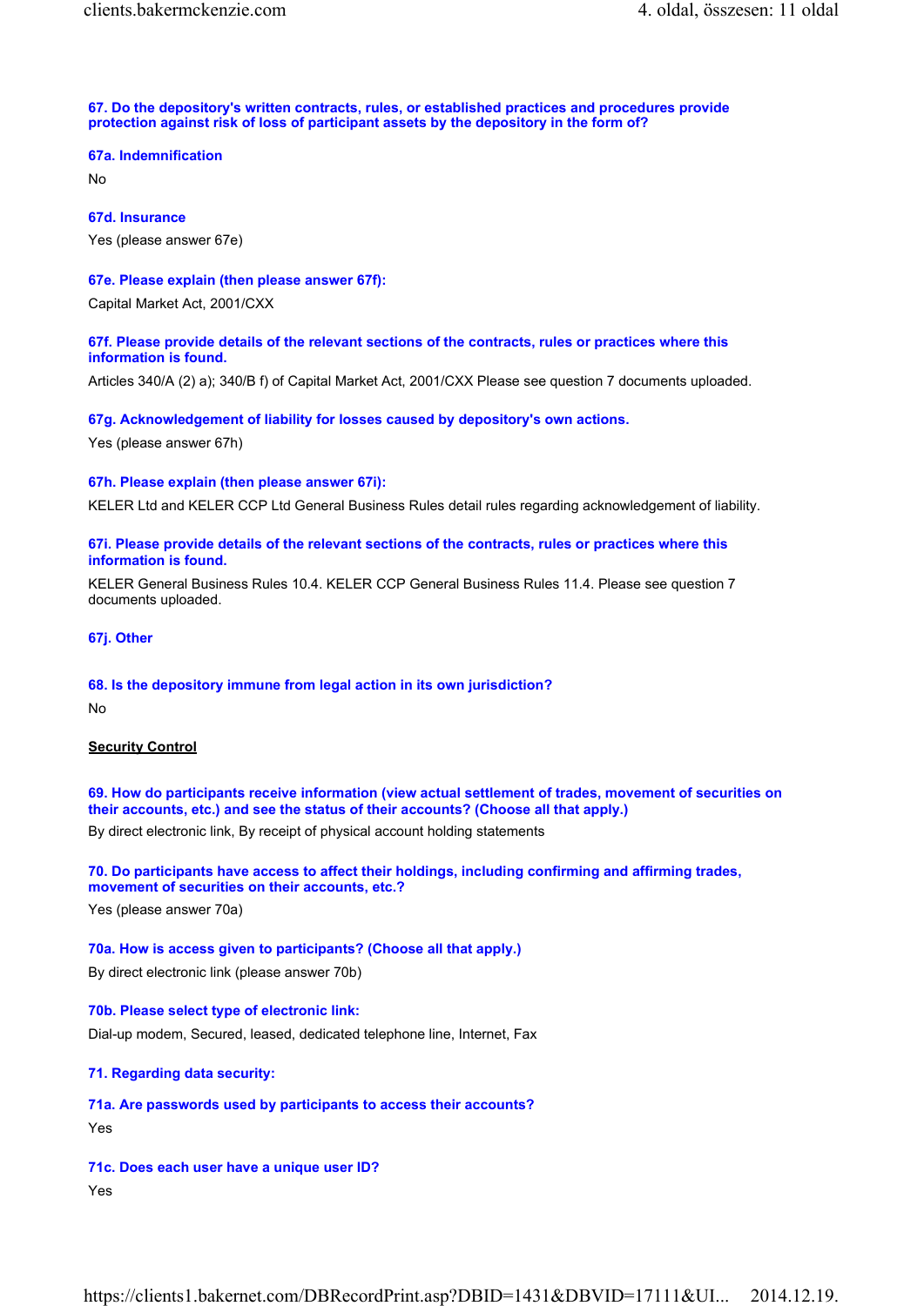**67. Do the depository's written contracts, rules, or established practices and procedures provide protection against risk of loss of participant assets by the depository in the form of?**

**67a. Indemnification**

No

**67d. Insurance**

Yes (please answer 67e)

**67e. Please explain (then please answer 67f):**

Capital Market Act, 2001/CXX

**67f. Please provide details of the relevant sections of the contracts, rules or practices where this information is found.**

Articles 340/A (2) a); 340/B f) of Capital Market Act, 2001/CXX Please see question 7 documents uploaded.

**67g. Acknowledgement of liability for losses caused by depository's own actions.**

Yes (please answer 67h)

**67h. Please explain (then please answer 67i):**

KELER Ltd and KELER CCP Ltd General Business Rules detail rules regarding acknowledgement of liability.

**67i. Please provide details of the relevant sections of the contracts, rules or practices where this information is found.**

KELER General Business Rules 10.4. KELER CCP General Business Rules 11.4. Please see question 7 documents uploaded.

**67j. Other**

**68. Is the depository immune from legal action in its own jurisdiction?**

No

## Security Control

**69. How do participants receive information (view actual settlement of trades, movement of securities on their accounts, etc.) and see the status of their accounts? (Choose all that apply.)**

By direct electronic link, By receipt of physical account holding statements

**70. Do participants have access to affect their holdings, including confirming and affirming trades, movement of securities on their accounts, etc.?**

Yes (please answer 70a)

**70a. How is access given to participants? (Choose all that apply.)**

By direct electronic link (please answer 70b)

**70b. Please select type of electronic link:**

Dial-up modem, Secured, leased, dedicated telephone line, Internet, Fax

**71. Regarding data security:**

**71a. Are passwords used by participants to access their accounts?**

Yes

**71c. Does each user have a unique user ID?**

Yes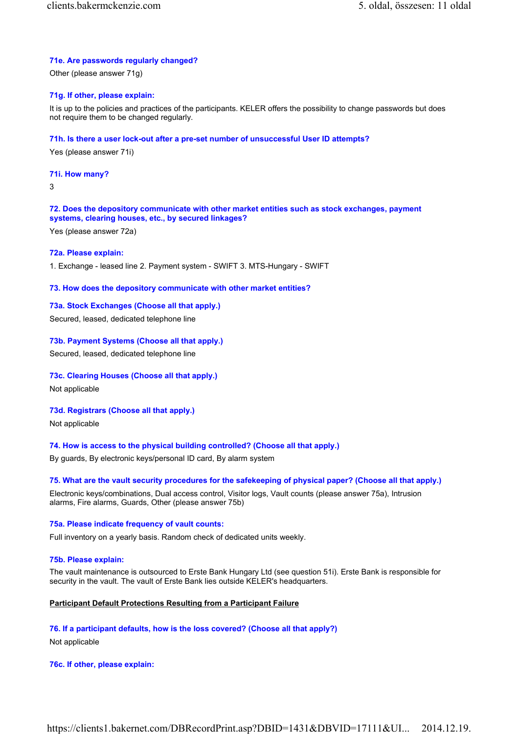**71e. Are passwords regularly changed?**

Other (please answer 71g)

**71g. If other, please explain:**

It is up to the policies and practices of the participants. KELER offers the possibility to change passwords but does not require them to be changed regularly.

**71h. Is there a user lock-out after a pre-set number of unsuccessful User ID attempts?**

Yes (please answer 71i)

**71i. How many?**

3

**72. Does the depository communicate with other market entities such as stock exchanges, payment systems, clearing houses, etc., by secured linkages?**

Yes (please answer 72a)

**72a. Please explain:**

1. Exchange - leased line 2. Payment system - SWIFT 3. MTS-Hungary - SWIFT

**73. How does the depository communicate with other market entities?**

**73a. Stock Exchanges (Choose all that apply.)**

Secured, leased, dedicated telephone line

**73b. Payment Systems (Choose all that apply.)**

Secured, leased, dedicated telephone line

**73c. Clearing Houses (Choose all that apply.)**

Not applicable

**73d. Registrars (Choose all that apply.)**

Not applicable

**74. How is access to the physical building controlled? (Choose all that apply.)**

By guards, By electronic keys/personal ID card, By alarm system

**75. What are the vault security procedures for the safekeeping of physical paper? (Choose all that apply.)**

Electronic keys/combinations, Dual access control, Visitor logs, Vault counts (please answer 75a), Intrusion alarms, Fire alarms, Guards, Other (please answer 75b)

**75a. Please indicate frequency of vault counts:**

Full inventory on a yearly basis. Random check of dedicated units weekly.

**75b. Please explain:**

The vault maintenance is outsourced to Erste Bank Hungary Ltd (see question 51i). Erste Bank is responsible for security in the vault. The vault of Erste Bank lies outside KELER's headquarters.

**Participant Default Protections Resulting from a Participant Failure**

**76. If a participant defaults, how is the loss covered? (Choose all that apply?)**

Not applicable

**76c. If other, please explain:**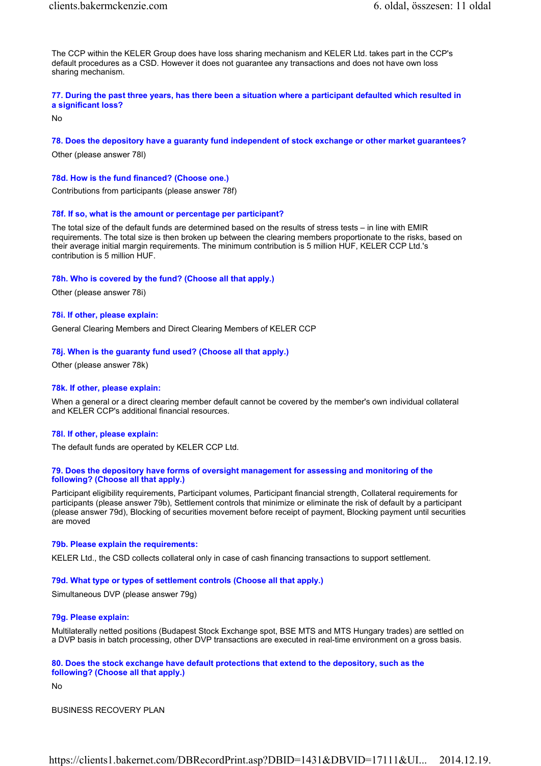The CCP within the KELER Group does have loss sharing mechanism and KELER Ltd. takes part in the CCP's default procedures as a CSD. However it does not guarantee any transactions and does not have own loss sharing mechanism.

**77. During the past three years, has there been a situation where a participant defaulted which resulted in a significant loss?**

No

**78. Does the depository have a guaranty fund independent of stock exchange or other market guarantees?**

Other (please answer 78l)

**78d. How is the fund financed? (Choose one.)**

Contributions from participants (please answer 78f)

**78f. If so, what is the amount or percentage per participant?**

The total size of the default funds are determined based on the results of stress tests – in line with EMIR requirements. The total size is then broken up between the clearing members proportionate to the risks, based on their average initial margin requirements. The minimum contribution is 5 million HUF, KELER CCP Ltd.'s contribution is 5 million HUF.

**78h. Who is covered by the fund? (Choose all that apply.)**

Other (please answer 78i)

**78i. If other, please explain:**

General Clearing Members and Direct Clearing Members of KELER CCP

**78j. When is the guaranty fund used? (Choose all that apply.)**

Other (please answer 78k)

**78k. If other, please explain:**

When a general or a direct clearing member default cannot be covered by the member's own individual collateral and KELER CCP's additional financial resources.

**78l. If other, please explain:**

The default funds are operated by KELER CCP Ltd.

**79. Does the depository have forms of oversight management for assessing and monitoring of the following? (Choose all that apply.)**

Participant eligibility requirements, Participant volumes, Participant financial strength, Collateral requirements for participants (please answer 79b), Settlement controls that minimize or eliminate the risk of default by a participant (please answer 79d), Blocking of securities movement before receipt of payment, Blocking payment until securities are moved

**79b. Please explain the requirements:**

KELER Ltd., the CSD collects collateral only in case of cash financing transactions to support settlement.

**79d. What type or types of settlement controls (Choose all that apply.)**

Simultaneous DVP (please answer 79g)

**79g. Please explain:**

Multilaterally netted positions (Budapest Stock Exchange spot, BSE MTS and MTS Hungary trades) are settled on a DVP basis in batch processing, other DVP transactions are executed in real-time environment on a gross basis.

**80. Does the stock exchange have default protections that extend to the depository, such as the following? (Choose all that apply.)**

No

BUSINESS RECOVERY PLAN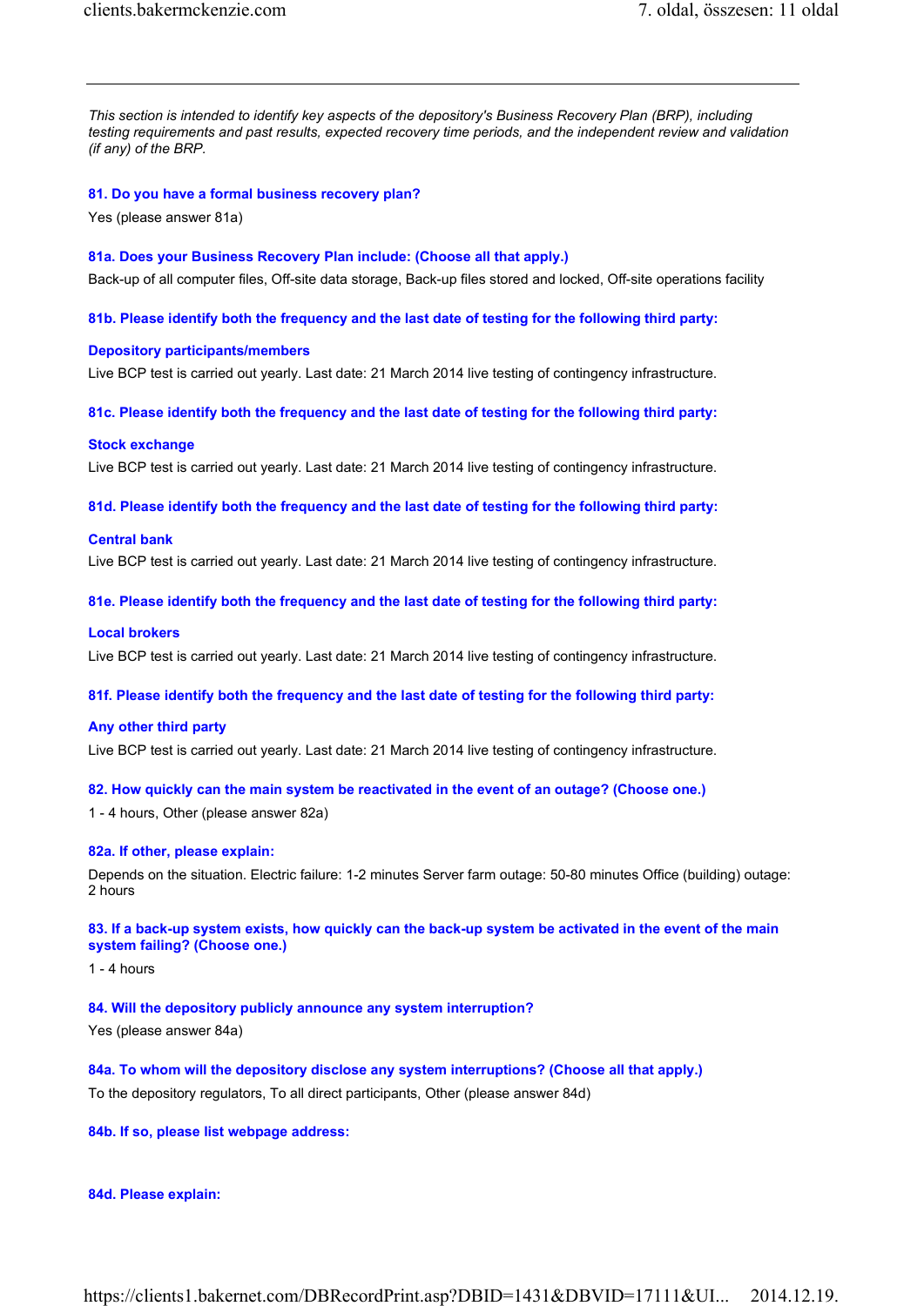*This section is intended to identify key aspects of the depository's Business Recovery Plan (BRP), including testing requirements and past results, expected recovery time periods, and the independent review and validation (if any) of the BRP.*

**81. Do you have a formal business recovery plan?**

Yes (please answer 81a)

**81a. Does your Business Recovery Plan include: (Choose all that apply.)**

Back-up of all computer files, Off-site data storage, Back-up files stored and locked, Off-site operations facility

**81b. Please identify both the frequency and the last date of testing for the following third party:**

**Depository participants/members**

Live BCP test is carried out yearly. Last date: 21 March 2014 live testing of contingency infrastructure.

**81c. Please identify both the frequency and the last date of testing for the following third party:**

**Stock exchange**

Live BCP test is carried out yearly. Last date: 21 March 2014 live testing of contingency infrastructure.

**81d. Please identify both the frequency and the last date of testing for the following third party:**

**Central bank**

Live BCP test is carried out yearly. Last date: 21 March 2014 live testing of contingency infrastructure.

**81e. Please identify both the frequency and the last date of testing for the following third party:**

**Local brokers**

Live BCP test is carried out yearly. Last date: 21 March 2014 live testing of contingency infrastructure.

**81f. Please identify both the frequency and the last date of testing for the following third party:**

**Any other third party**

Live BCP test is carried out yearly. Last date: 21 March 2014 live testing of contingency infrastructure.

**82. How quickly can the main system be reactivated in the event of an outage? (Choose one.)**

1 - 4 hours, Other (please answer 82a)

**82a. If other, please explain:**

Depends on the situation. Electric failure: 1-2 minutes Server farm outage: 50-80 minutes Office (building) outage: 2 hours

**83. If a back-up system exists, how quickly can the back-up system be activated in the event of the main system failing? (Choose one.)**

1 - 4 hours

**84. Will the depository publicly announce any system interruption?**

Yes (please answer 84a)

**84a. To whom will the depository disclose any system interruptions? (Choose all that apply.)**

To the depository regulators, To all direct participants, Other (please answer 84d)

**84b. If so, please list webpage address:**

**84d. Please explain:**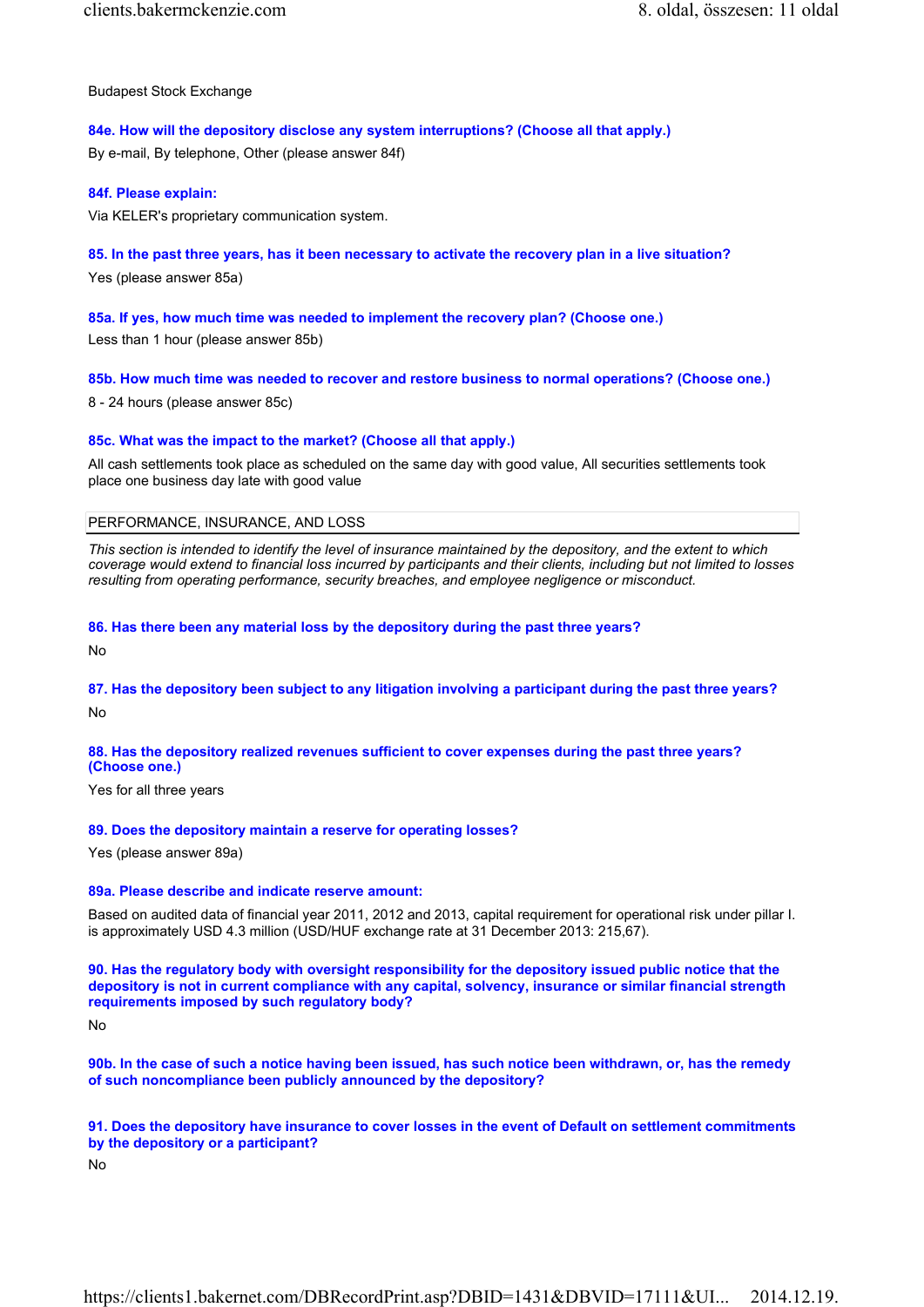Budapest Stock Exchange

**84e. How will the depository disclose any system interruptions? (Choose all that apply.)**

By e-mail, By telephone, Other (please answer 84f)

**84f. Please explain:**

Via KELER's proprietary communication system.

**85. In the past three years, has it been necessary to activate the recovery plan in a live situation?**

Yes (please answer 85a)

**85a. If yes, how much time was needed to implement the recovery plan? (Choose one.)**

Less than 1 hour (please answer 85b)

**85b. How much time was needed to recover and restore business to normal operations? (Choose one.)**

8 - 24 hours (please answer 85c)

**85c. What was the impact to the market? (Choose all that apply.)**

All cash settlements took place as scheduled on the same day with good value, All securities settlements took place one business day late with good value

## PERFORMANCE, INSURANCE, AND LOSS

*This section is intended to identify the level of insurance maintained by the depository, and the extent to which coverage would extend to financial loss incurred by participants and their clients, including but not limited to losses resulting from operating performance, security breaches, and employee negligence or misconduct.*

**86. Has there been any material loss by the depository during the past three years?**

No

**87. Has the depository been subject to any litigation involving a participant during the past three years?**

No

**88. Has the depository realized revenues sufficient to cover expenses during the past three years? (Choose one.)**

Yes for all three years

**89. Does the depository maintain a reserve for operating losses?**

Yes (please answer 89a)

**89a. Please describe and indicate reserve amount:**

Based on audited data of financial year 2011, 2012 and 2013, capital requirement for operational risk under pillar I. is approximately USD 4.3 million (USD/HUF exchange rate at 31 December 2013: 215,67).

**90. Has the regulatory body with oversight responsibility for the depository issued public notice that the depository is not in current compliance with any capital, solvency, insurance or similar financial strength requirements imposed by such regulatory body?**

No

**90b. In the case of such a notice having been issued, has such notice been withdrawn, or, has the remedy of such noncompliance been publicly announced by the depository?**

**91. Does the depository have insurance to cover losses in the event of Default on settlement commitments by the depository or a participant?**

No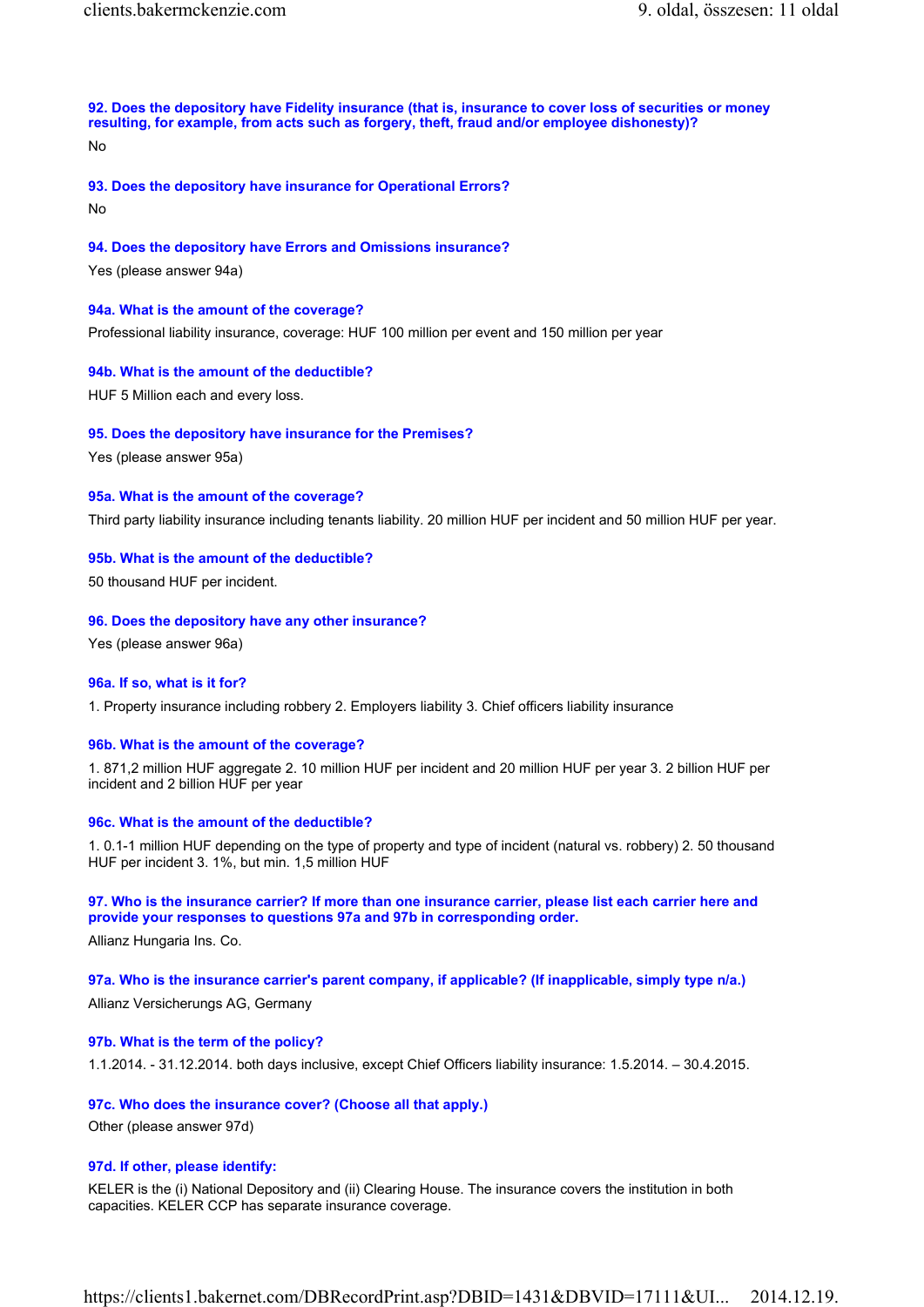**92. Does the depository have Fidelity insurance (that is, insurance to cover loss of securities or money resulting, for example, from acts such as forgery, theft, fraud and/or employee dishonesty)?**

No

**93. Does the depository have insurance for Operational Errors?**

No

**94. Does the depository have Errors and Omissions insurance?**

Yes (please answer 94a)

**94a. What is the amount of the coverage?**

Professional liability insurance, coverage: HUF 100 million per event and 150 million per year

**94b. What is the amount of the deductible?**

HUF 5 Million each and every loss.

**95. Does the depository have insurance for the Premises?**

Yes (please answer 95a)

**95a. What is the amount of the coverage?**

Third party liability insurance including tenants liability. 20 million HUF per incident and 50 million HUF per year.

**95b. What is the amount of the deductible?**

50 thousand HUF per incident.

**96. Does the depository have any other insurance?**

Yes (please answer 96a)

**96a. If so, what is it for?**

1. Property insurance including robbery 2. Employers liability 3. Chief officers liability insurance

**96b. What is the amount of the coverage?**

1. 871,2 million HUF aggregate 2. 10 million HUF per incident and 20 million HUF per year 3. 2 billion HUF per incident and 2 billion HUF per year

**96c. What is the amount of the deductible?**

1. 0.1-1 million HUF depending on the type of property and type of incident (natural vs. robbery) 2. 50 thousand HUF per incident 3. 1%, but min. 1,5 million HUF

**97. Who is the insurance carrier? If more than one insurance carrier, please list each carrier here and provide your responses to questions 97a and 97b in corresponding order.**

Allianz Hungaria Ins. Co.

**97a. Who is the insurance carrier's parent company, if applicable? (If inapplicable, simply type n/a.)**

Allianz Versicherungs AG, Germany

**97b. What is the term of the policy?**

1.1.2014. - 31.12.2014. both days inclusive, except Chief Officers liability insurance: 1.5.2014. – 30.4.2015.

**97c. Who does the insurance cover? (Choose all that apply.)**

Other (please answer 97d)

**97d. If other, please identify:**

KELER is the (i) National Depository and (ii) Clearing House. The insurance covers the institution in both capacities. KELER CCP has separate insurance coverage.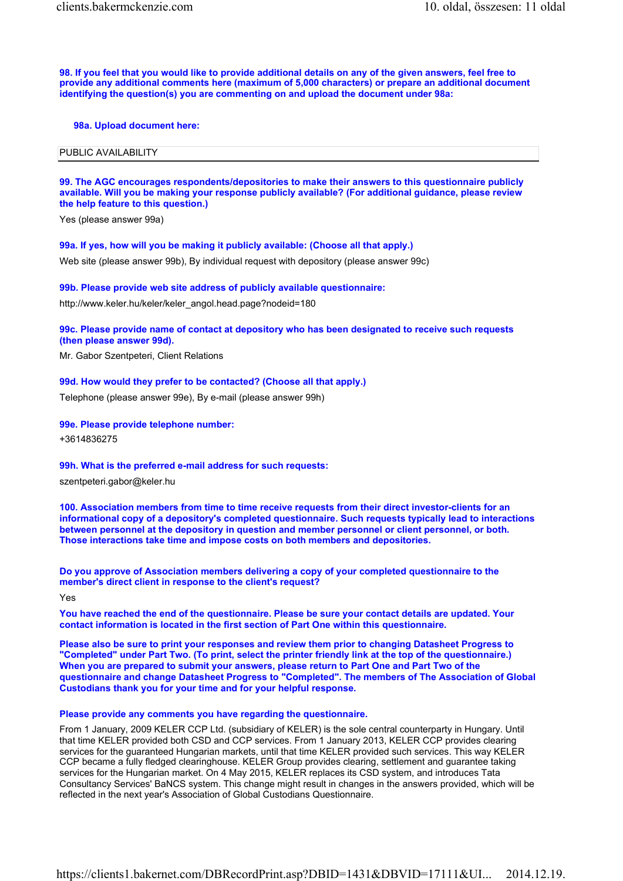**98. If you feel that you would like to provide additional details on any of the given answers, feel free to provide any additional comments here (maximum of 5,000 characters) or prepare an additional document identifying the question(s) you are commenting on and upload the document under 98a:**

**98a. Upload document here:**

## PUBLIC AVAILABILITY

**99. The AGC encourages respondents/depositories to make their answers to this questionnaire publicly available. Will you be making your response publicly available? (For additional guidance, please review the help feature to this question.)**

Yes (please answer 99a)

**99a. If yes, how will you be making it publicly available: (Choose all that apply.)**

Web site (please answer 99b), By individual request with depository (please answer 99c)

**99b. Please provide web site address of publicly available questionnaire:**

http://www.keler.hu/keler/keler_angol.head.page?nodeid=180

**99c. Please provide name of contact at depository who has been designated to receive such requests (then please answer 99d).**

Mr. Gabor Szentpeteri, Client Relations

**99d. How would they prefer to be contacted? (Choose all that apply.)**

Telephone (please answer 99e), By e-mail (please answer 99h)

**99e. Please provide telephone number:**

+3614836275

**99h. What is the preferred e-mail address for such requests:**

szentpeteri.gabor@keler.hu

**100. Association members from time to time receive requests from their direct investor-clients for an informational copy of a depository's completed questionnaire. Such requests typically lead to interactions between personnel at the depository in question and member personnel or client personnel, or both. Those interactions take time and impose costs on both members and depositories.**

**Do you approve of Association members delivering a copy of your completed questionnaire to the member's direct client in response to the client's request?**

Yes

**You have reached the end of the questionnaire. Please be sure your contact details are updated. Your contact information is located in the first section of Part One within this questionnaire.**

**Please also be sure to print your responses and review them prior to changing Datasheet Progress to "Completed" under Part Two. (To print, select the printer friendly link at the top of the questionnaire.) When you are prepared to submit your answers, please return to Part One and Part Two of the questionnaire and change Datasheet Progress to "Completed". The members of The Association of Global Custodians thank you for your time and for your helpful response.**

**Please provide any comments you have regarding the questionnaire.**

From 1 January, 2009 KELER CCP Ltd. (subsidiary of KELER) is the sole central counterparty in Hungary. Until that time KELER provided both CSD and CCP services. From 1 January 2013, KELER CCP provides clearing services for the guaranteed Hungarian markets, until that time KELER provided such services. This way KELER CCP became a fully fledged clearinghouse. KELER Group provides clearing, settlement and guarantee taking services for the Hungarian market. On 4 May 2015, KELER replaces its CSD system, and introduces Tata Consultancy Services' BaNCS system. This change might result in changes in the answers provided, which will be reflected in the next year's Association of Global Custodians Questionnaire.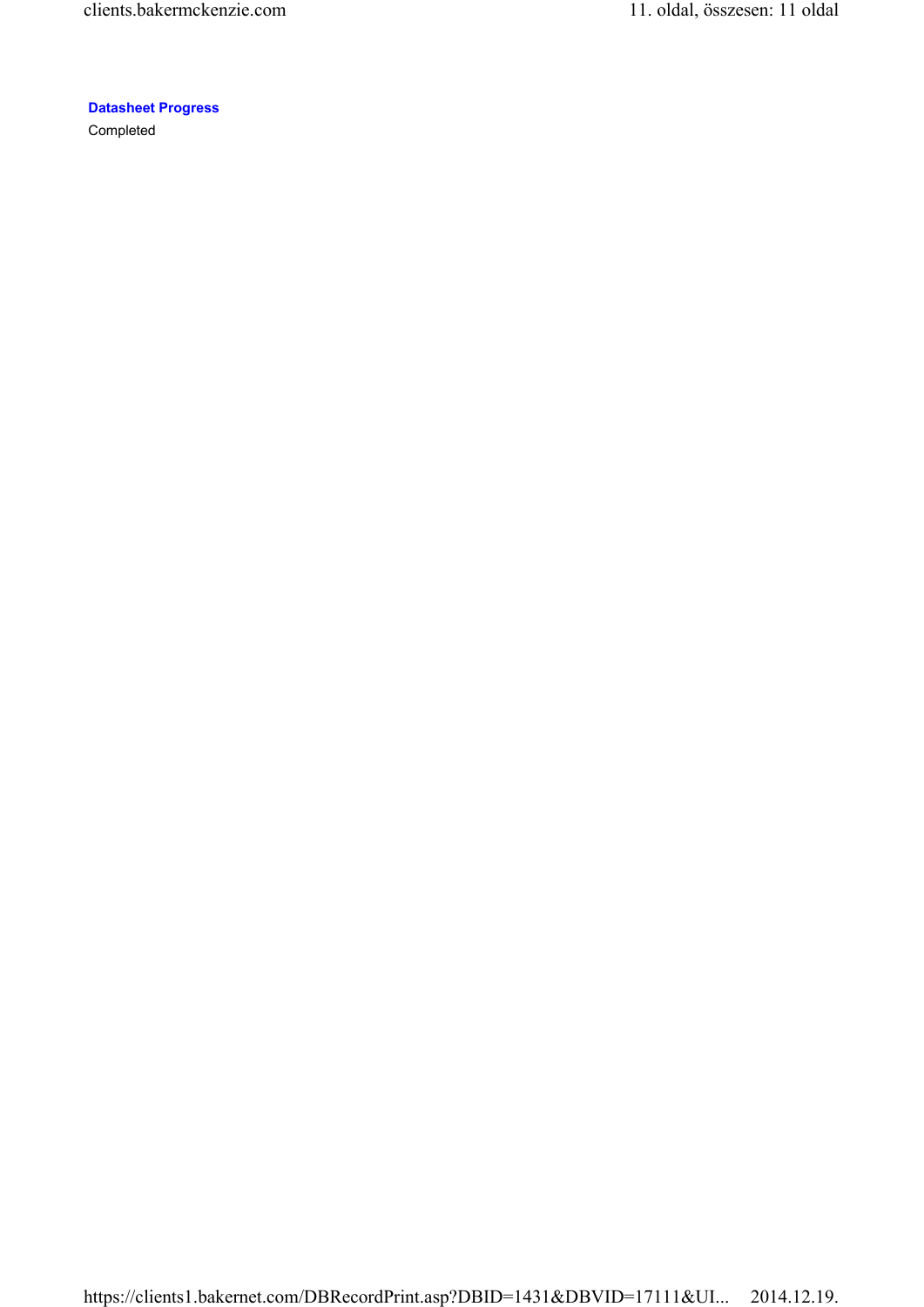**Datasheet Progress**

Completed